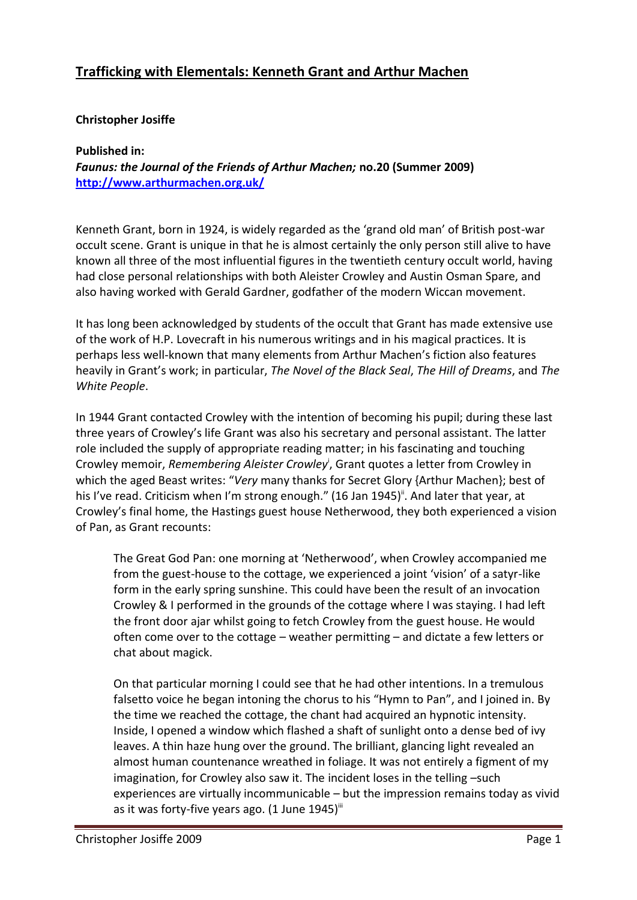# Trafficking with Elementals: Kenneth Grant and Arthur Machen

**Christopher Josiffe**

**Published in:**
***Faunus: the Journal of the Friends of Arthur Machen;*** **no.20 (Summer 2009)**
**http://www.arthurmachen.org.uk/**

Kenneth Grant, born in 1924, is widely regarded as the 'grand old man' of British post-war occult scene. Grant is unique in that he is almost certainly the only person still alive to have known all three of the most influential figures in the twentieth century occult world, having had close personal relationships with both Aleister Crowley and Austin Osman Spare, and also having worked with Gerald Gardner, godfather of the modern Wiccan movement.

It has long been acknowledged by students of the occult that Grant has made extensive use of the work of H.P. Lovecraft in his numerous writings and in his magical practices. It is perhaps less well-known that many elements from Arthur Machen's fiction also features heavily in Grant's work; in particular, *The Novel of the Black Seal*, *The Hill of Dreams*, and *The White People*.

In 1944 Grant contacted Crowley with the intention of becoming his pupil; during these last three years of Crowley's life Grant was also his secretary and personal assistant. The latter role included the supply of appropriate reading matter; in his fascinating and touching Crowley memoir, *Remembering Aleister Crowley*[i], Grant quotes a letter from Crowley in which the aged Beast writes: "*Very* many thanks for Secret Glory {Arthur Machen}; best of his I've read. Criticism when I'm strong enough." (16 Jan 1945)[ii]. And later that year, at Crowley's final home, the Hastings guest house Netherwood, they both experienced a vision of Pan, as Grant recounts:

> The Great God Pan: one morning at 'Netherwood', when Crowley accompanied me from the guest-house to the cottage, we experienced a joint 'vision' of a satyr-like form in the early spring sunshine. This could have been the result of an invocation Crowley & I performed in the grounds of the cottage where I was staying. I had left the front door ajar whilst going to fetch Crowley from the guest house. He would often come over to the cottage – weather permitting – and dictate a few letters or chat about magick.
>
> On that particular morning I could see that he had other intentions. In a tremulous falsetto voice he began intoning the chorus to his "Hymn to Pan", and I joined in. By the time we reached the cottage, the chant had acquired an hypnotic intensity. Inside, I opened a window which flashed a shaft of sunlight onto a dense bed of ivy leaves. A thin haze hung over the ground. The brilliant, glancing light revealed an almost human countenance wreathed in foliage. It was not entirely a figment of my imagination, for Crowley also saw it. The incident loses in the telling –such experiences are virtually incommunicable – but the impression remains today as vivid as it was forty-five years ago. (1 June 1945)[iii]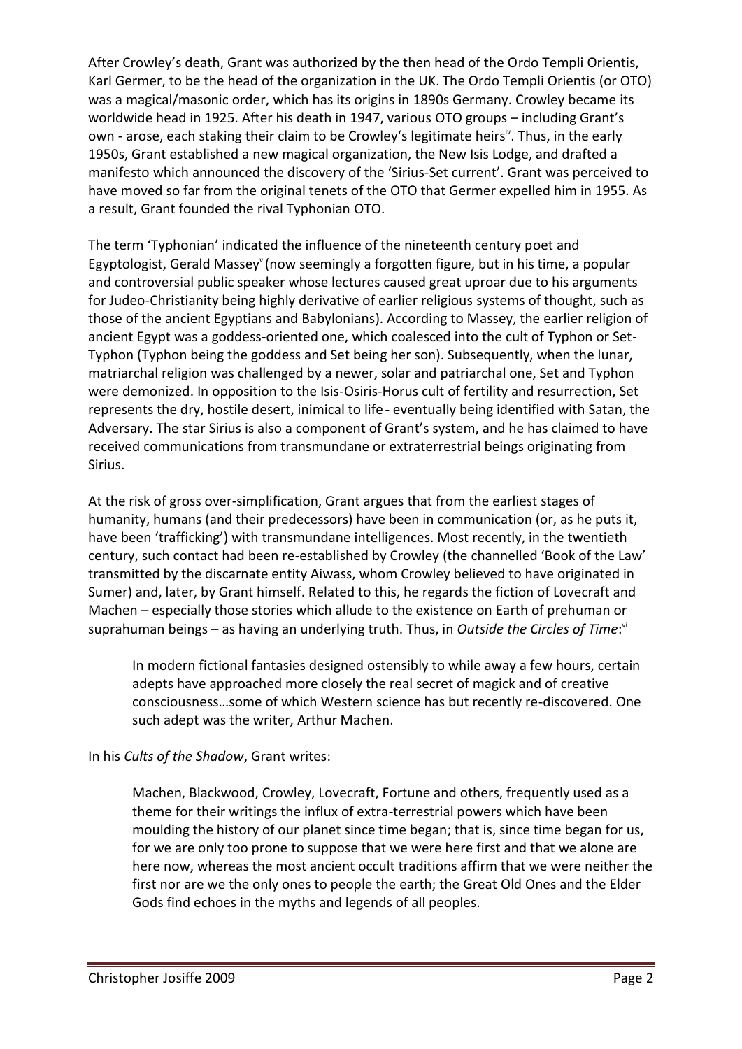After Crowley's death, Grant was authorized by the then head of the Ordo Templi Orientis, Karl Germer, to be the head of the organization in the UK. The Ordo Templi Orientis (or OTO) was a magical/masonic order, which has its origins in 1890s Germany. Crowley became its worldwide head in 1925. After his death in 1947, various OTO groups – including Grant's own - arose, each staking their claim to be Crowley's legitimate heirs[iv]. Thus, in the early 1950s, Grant established a new magical organization, the New Isis Lodge, and drafted a manifesto which announced the discovery of the 'Sirius-Set current'. Grant was perceived to have moved so far from the original tenets of the OTO that Germer expelled him in 1955. As a result, Grant founded the rival Typhonian OTO.

The term 'Typhonian' indicated the influence of the nineteenth century poet and Egyptologist, Gerald Massey[v] (now seemingly a forgotten figure, but in his time, a popular and controversial public speaker whose lectures caused great uproar due to his arguments for Judeo-Christianity being highly derivative of earlier religious systems of thought, such as those of the ancient Egyptians and Babylonians). According to Massey, the earlier religion of ancient Egypt was a goddess-oriented one, which coalesced into the cult of Typhon or Set-Typhon (Typhon being the goddess and Set being her son). Subsequently, when the lunar, matriarchal religion was challenged by a newer, solar and patriarchal one, Set and Typhon were demonized. In opposition to the Isis-Osiris-Horus cult of fertility and resurrection, Set represents the dry, hostile desert, inimical to life - eventually being identified with Satan, the Adversary. The star Sirius is also a component of Grant's system, and he has claimed to have received communications from transmundane or extraterrestrial beings originating from Sirius.

At the risk of gross over-simplification, Grant argues that from the earliest stages of humanity, humans (and their predecessors) have been in communication (or, as he puts it, have been 'trafficking') with transmundane intelligences. Most recently, in the twentieth century, such contact had been re-established by Crowley (the channelled 'Book of the Law' transmitted by the discarnate entity Aiwass, whom Crowley believed to have originated in Sumer) and, later, by Grant himself. Related to this, he regards the fiction of Lovecraft and Machen – especially those stories which allude to the existence on Earth of prehuman or suprahuman beings – as having an underlying truth. Thus, in *Outside the Circles of Time*:[vi]

> In modern fictional fantasies designed ostensibly to while away a few hours, certain adepts have approached more closely the real secret of magick and of creative consciousness…some of which Western science has but recently re-discovered. One such adept was the writer, Arthur Machen.

In his *Cults of the Shadow*, Grant writes:

> Machen, Blackwood, Crowley, Lovecraft, Fortune and others, frequently used as a theme for their writings the influx of extra-terrestrial powers which have been moulding the history of our planet since time began; that is, since time began for us, for we are only too prone to suppose that we were here first and that we alone are here now, whereas the most ancient occult traditions affirm that we were neither the first nor are we the only ones to people the earth; the Great Old Ones and the Elder Gods find echoes in the myths and legends of all peoples.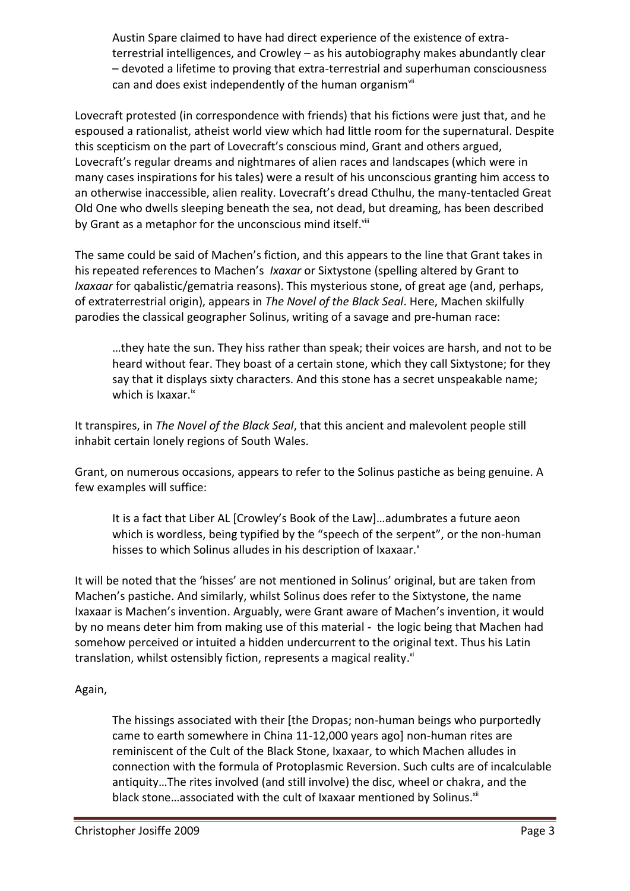> Austin Spare claimed to have had direct experience of the existence of extra-terrestrial intelligences, and Crowley – as his autobiography makes abundantly clear – devoted a lifetime to proving that extra-terrestrial and superhuman consciousness can and does exist independently of the human organism[vii]

Lovecraft protested (in correspondence with friends) that his fictions were just that, and he espoused a rationalist, atheist world view which had little room for the supernatural. Despite this scepticism on the part of Lovecraft's conscious mind, Grant and others argued, Lovecraft's regular dreams and nightmares of alien races and landscapes (which were in many cases inspirations for his tales) were a result of his unconscious granting him access to an otherwise inaccessible, alien reality. Lovecraft's dread Cthulhu, the many-tentacled Great Old One who dwells sleeping beneath the sea, not dead, but dreaming, has been described by Grant as a metaphor for the unconscious mind itself.[viii]

The same could be said of Machen's fiction, and this appears to the line that Grant takes in his repeated references to Machen's *Ixaxar* or Sixtystone (spelling altered by Grant to *Ixaxaar* for qabalistic/gematria reasons). This mysterious stone, of great age (and, perhaps, of extraterrestrial origin), appears in *The Novel of the Black Seal*. Here, Machen skilfully parodies the classical geographer Solinus, writing of a savage and pre-human race:

> …they hate the sun. They hiss rather than speak; their voices are harsh, and not to be heard without fear. They boast of a certain stone, which they call Sixtystone; for they say that it displays sixty characters. And this stone has a secret unspeakable name; which is Ixaxar.[ix]

It transpires, in *The Novel of the Black Seal*, that this ancient and malevolent people still inhabit certain lonely regions of South Wales.

Grant, on numerous occasions, appears to refer to the Solinus pastiche as being genuine. A few examples will suffice:

> It is a fact that Liber AL [Crowley's Book of the Law]…adumbrates a future aeon which is wordless, being typified by the "speech of the serpent", or the non-human hisses to which Solinus alludes in his description of Ixaxaar.[x]

It will be noted that the 'hisses' are not mentioned in Solinus' original, but are taken from Machen's pastiche. And similarly, whilst Solinus does refer to the Sixtystone, the name Ixaxaar is Machen's invention. Arguably, were Grant aware of Machen's invention, it would by no means deter him from making use of this material - the logic being that Machen had somehow perceived or intuited a hidden undercurrent to the original text. Thus his Latin translation, whilst ostensibly fiction, represents a magical reality.[xi]

Again,

> The hissings associated with their [the Dropas; non-human beings who purportedly came to earth somewhere in China 11-12,000 years ago] non-human rites are reminiscent of the Cult of the Black Stone, Ixaxaar, to which Machen alludes in connection with the formula of Protoplasmic Reversion. Such cults are of incalculable antiquity…The rites involved (and still involve) the disc, wheel or chakra, and the black stone…associated with the cult of Ixaxaar mentioned by Solinus.[xii]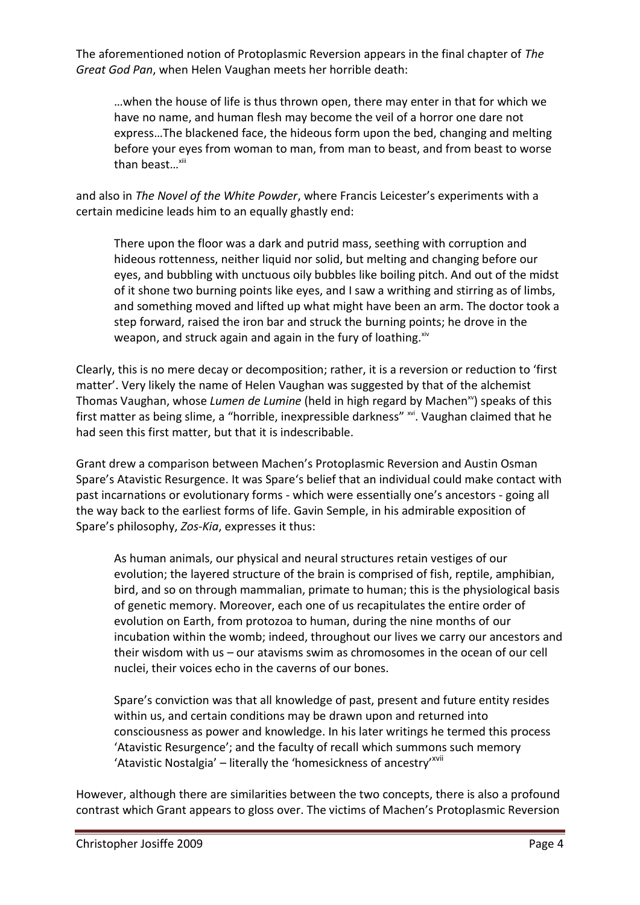The aforementioned notion of Protoplasmic Reversion appears in the final chapter of *The Great God Pan*, when Helen Vaughan meets her horrible death:

> …when the house of life is thus thrown open, there may enter in that for which we have no name, and human flesh may become the veil of a horror one dare not express…The blackened face, the hideous form upon the bed, changing and melting before your eyes from woman to man, from man to beast, and from beast to worse than beast…[xiii]

and also in *The Novel of the White Powder*, where Francis Leicester's experiments with a certain medicine leads him to an equally ghastly end:

> There upon the floor was a dark and putrid mass, seething with corruption and hideous rottenness, neither liquid nor solid, but melting and changing before our eyes, and bubbling with unctuous oily bubbles like boiling pitch. And out of the midst of it shone two burning points like eyes, and I saw a writhing and stirring as of limbs, and something moved and lifted up what might have been an arm. The doctor took a step forward, raised the iron bar and struck the burning points; he drove in the weapon, and struck again and again in the fury of loathing.[xiv]

Clearly, this is no mere decay or decomposition; rather, it is a reversion or reduction to 'first matter'. Very likely the name of Helen Vaughan was suggested by that of the alchemist Thomas Vaughan, whose *Lumen de Lumine* (held in high regard by Machen[xv]) speaks of this first matter as being slime, a "horrible, inexpressible darkness" [xvi]. Vaughan claimed that he had seen this first matter, but that it is indescribable.

Grant drew a comparison between Machen's Protoplasmic Reversion and Austin Osman Spare's Atavistic Resurgence. It was Spare's belief that an individual could make contact with past incarnations or evolutionary forms - which were essentially one's ancestors - going all the way back to the earliest forms of life. Gavin Semple, in his admirable exposition of Spare's philosophy, *Zos-Kia*, expresses it thus:

> As human animals, our physical and neural structures retain vestiges of our evolution; the layered structure of the brain is comprised of fish, reptile, amphibian, bird, and so on through mammalian, primate to human; this is the physiological basis of genetic memory. Moreover, each one of us recapitulates the entire order of evolution on Earth, from protozoa to human, during the nine months of our incubation within the womb; indeed, throughout our lives we carry our ancestors and their wisdom with us – our atavisms swim as chromosomes in the ocean of our cell nuclei, their voices echo in the caverns of our bones.
>
> Spare's conviction was that all knowledge of past, present and future entity resides within us, and certain conditions may be drawn upon and returned into consciousness as power and knowledge. In his later writings he termed this process 'Atavistic Resurgence'; and the faculty of recall which summons such memory 'Atavistic Nostalgia' – literally the 'homesickness of ancestry'[xvii]

However, although there are similarities between the two concepts, there is also a profound contrast which Grant appears to gloss over. The victims of Machen's Protoplasmic Reversion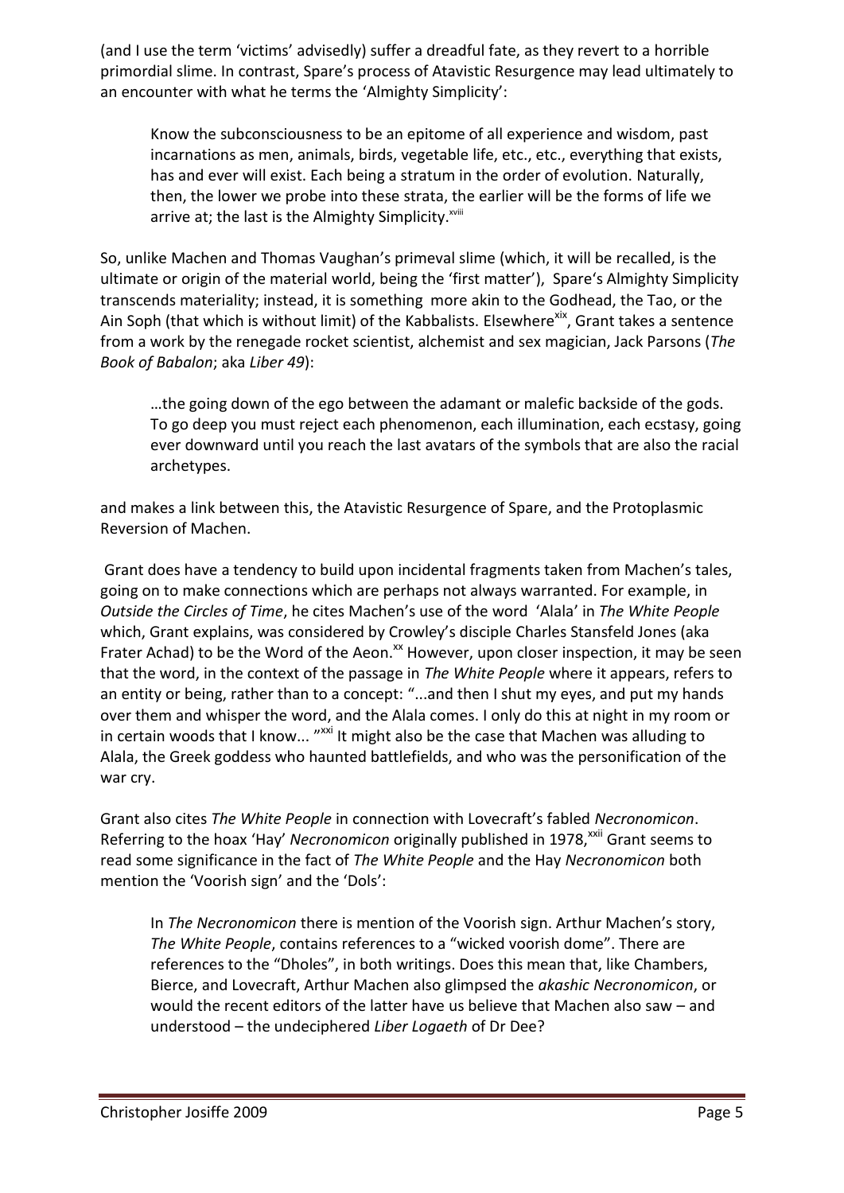(and I use the term 'victims' advisedly) suffer a dreadful fate, as they revert to a horrible primordial slime. In contrast, Spare's process of Atavistic Resurgence may lead ultimately to an encounter with what he terms the 'Almighty Simplicity':

> Know the subconsciousness to be an epitome of all experience and wisdom, past incarnations as men, animals, birds, vegetable life, etc., etc., everything that exists, has and ever will exist. Each being a stratum in the order of evolution. Naturally, then, the lower we probe into these strata, the earlier will be the forms of life we arrive at; the last is the Almighty Simplicity.[xviii]

So, unlike Machen and Thomas Vaughan's primeval slime (which, it will be recalled, is the ultimate or origin of the material world, being the 'first matter'), Spare's Almighty Simplicity transcends materiality; instead, it is something more akin to the Godhead, the Tao, or the Ain Soph (that which is without limit) of the Kabbalists. Elsewhere[xix], Grant takes a sentence from a work by the renegade rocket scientist, alchemist and sex magician, Jack Parsons (*The Book of Babalon*; aka *Liber 49*):

> …the going down of the ego between the adamant or malefic backside of the gods. To go deep you must reject each phenomenon, each illumination, each ecstasy, going ever downward until you reach the last avatars of the symbols that are also the racial archetypes.

and makes a link between this, the Atavistic Resurgence of Spare, and the Protoplasmic Reversion of Machen.

Grant does have a tendency to build upon incidental fragments taken from Machen's tales, going on to make connections which are perhaps not always warranted. For example, in *Outside the Circles of Time*, he cites Machen's use of the word 'Alala' in *The White People* which, Grant explains, was considered by Crowley's disciple Charles Stansfeld Jones (aka Frater Achad) to be the Word of the Aeon.[xx] However, upon closer inspection, it may be seen that the word, in the context of the passage in *The White People* where it appears, refers to an entity or being, rather than to a concept: "...and then I shut my eyes, and put my hands over them and whisper the word, and the Alala comes. I only do this at night in my room or in certain woods that I know... "[xxi] It might also be the case that Machen was alluding to Alala, the Greek goddess who haunted battlefields, and who was the personification of the war cry.

Grant also cites *The White People* in connection with Lovecraft's fabled *Necronomicon*. Referring to the hoax 'Hay' *Necronomicon* originally published in 1978,[xxii] Grant seems to read some significance in the fact of *The White People* and the Hay *Necronomicon* both mention the 'Voorish sign' and the 'Dols':

> In *The Necronomicon* there is mention of the Voorish sign. Arthur Machen's story, *The White People*, contains references to a "wicked voorish dome". There are references to the "Dholes", in both writings. Does this mean that, like Chambers, Bierce, and Lovecraft, Arthur Machen also glimpsed the *akashic Necronomicon*, or would the recent editors of the latter have us believe that Machen also saw – and understood – the undeciphered *Liber Logaeth* of Dr Dee?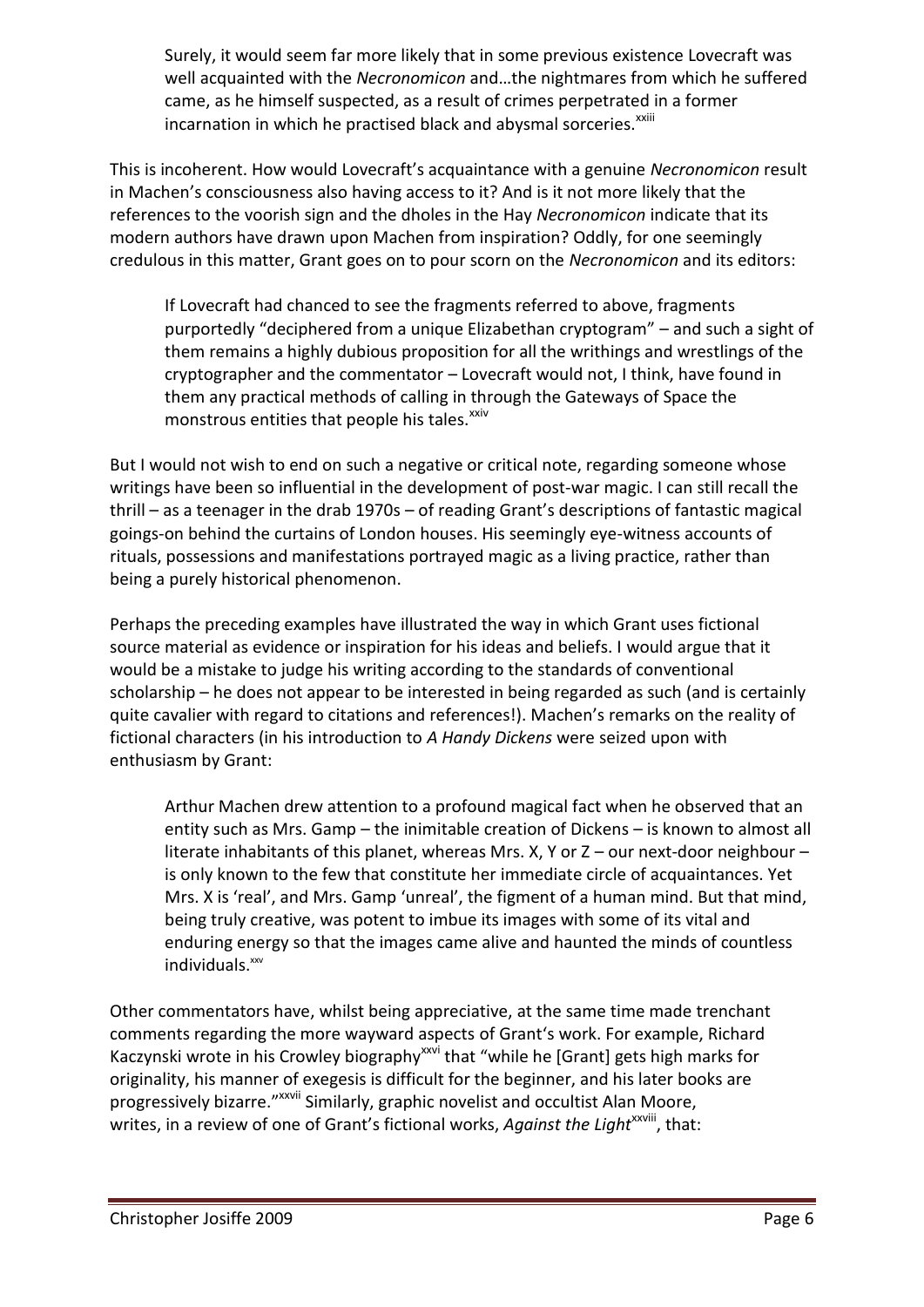> Surely, it would seem far more likely that in some previous existence Lovecraft was well acquainted with the *Necronomicon* and…the nightmares from which he suffered came, as he himself suspected, as a result of crimes perpetrated in a former incarnation in which he practised black and abysmal sorceries.[xxiii]

This is incoherent. How would Lovecraft's acquaintance with a genuine *Necronomicon* result in Machen's consciousness also having access to it? And is it not more likely that the references to the voorish sign and the dholes in the Hay *Necronomicon* indicate that its modern authors have drawn upon Machen from inspiration? Oddly, for one seemingly credulous in this matter, Grant goes on to pour scorn on the *Necronomicon* and its editors:

> If Lovecraft had chanced to see the fragments referred to above, fragments purportedly "deciphered from a unique Elizabethan cryptogram" – and such a sight of them remains a highly dubious proposition for all the writhings and wrestlings of the cryptographer and the commentator – Lovecraft would not, I think, have found in them any practical methods of calling in through the Gateways of Space the monstrous entities that people his tales.[xxiv]

But I would not wish to end on such a negative or critical note, regarding someone whose writings have been so influential in the development of post-war magic. I can still recall the thrill – as a teenager in the drab 1970s – of reading Grant's descriptions of fantastic magical goings-on behind the curtains of London houses. His seemingly eye-witness accounts of rituals, possessions and manifestations portrayed magic as a living practice, rather than being a purely historical phenomenon.

Perhaps the preceding examples have illustrated the way in which Grant uses fictional source material as evidence or inspiration for his ideas and beliefs. I would argue that it would be a mistake to judge his writing according to the standards of conventional scholarship – he does not appear to be interested in being regarded as such (and is certainly quite cavalier with regard to citations and references!). Machen's remarks on the reality of fictional characters (in his introduction to *A Handy Dickens* were seized upon with enthusiasm by Grant:

> Arthur Machen drew attention to a profound magical fact when he observed that an entity such as Mrs. Gamp – the inimitable creation of Dickens – is known to almost all literate inhabitants of this planet, whereas Mrs. X, Y or Z – our next-door neighbour – is only known to the few that constitute her immediate circle of acquaintances. Yet Mrs. X is 'real', and Mrs. Gamp 'unreal', the figment of a human mind. But that mind, being truly creative, was potent to imbue its images with some of its vital and enduring energy so that the images came alive and haunted the minds of countless individuals.[xxv]

Other commentators have, whilst being appreciative, at the same time made trenchant comments regarding the more wayward aspects of Grant's work. For example, Richard Kaczynski wrote in his Crowley biography[xxvi] that "while he [Grant] gets high marks for originality, his manner of exegesis is difficult for the beginner, and his later books are progressively bizarre."[xxvii] Similarly, graphic novelist and occultist Alan Moore, writes, in a review of one of Grant's fictional works, *Against the Light*[xxviii], that: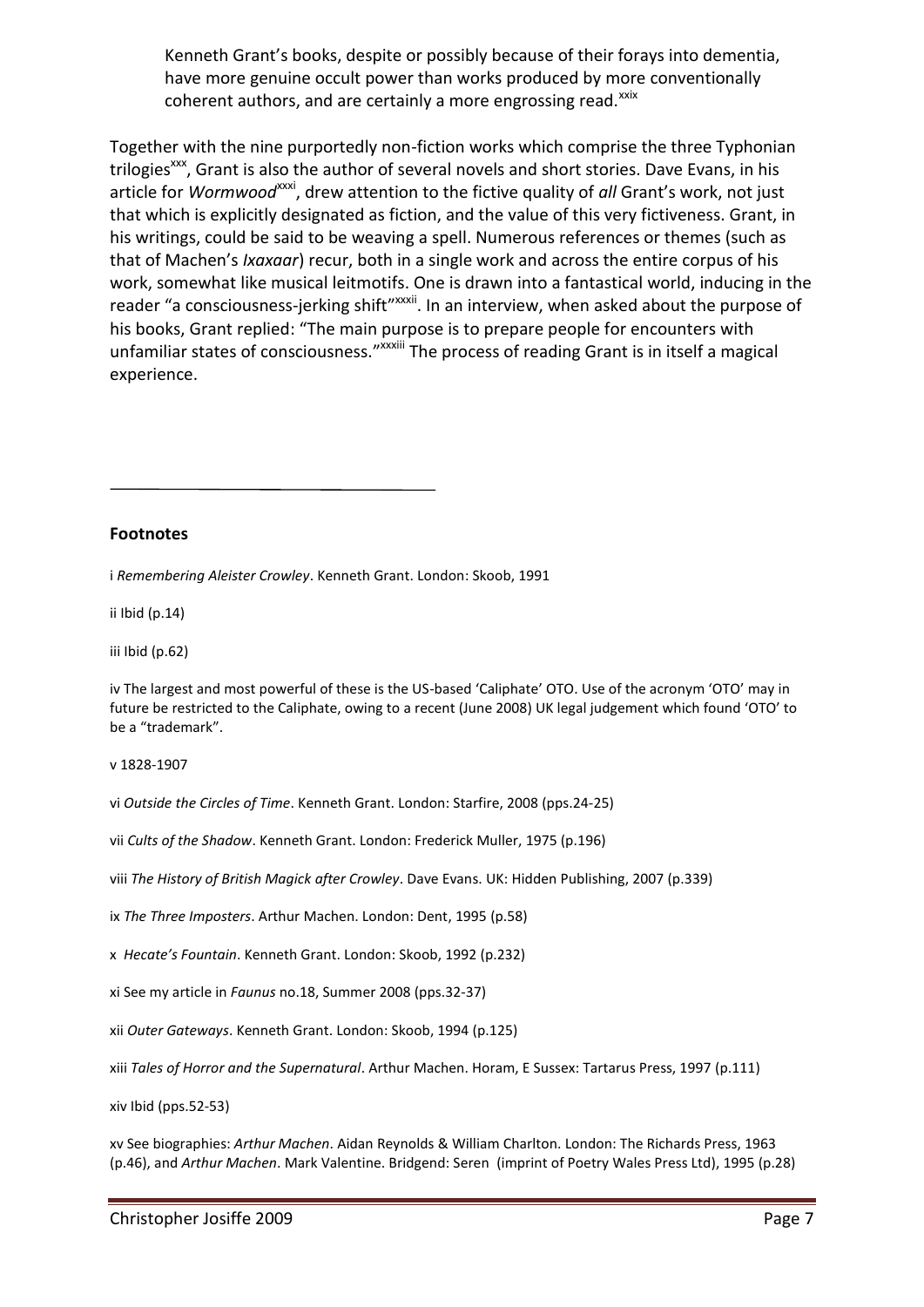> Kenneth Grant's books, despite or possibly because of their forays into dementia, have more genuine occult power than works produced by more conventionally coherent authors, and are certainly a more engrossing read.[xxix]

Together with the nine purportedly non-fiction works which comprise the three Typhonian trilogies[xxx], Grant is also the author of several novels and short stories. Dave Evans, in his article for *Wormwood*[xxxi], drew attention to the fictive quality of *all* Grant's work, not just that which is explicitly designated as fiction, and the value of this very fictiveness. Grant, in his writings, could be said to be weaving a spell. Numerous references or themes (such as that of Machen's *Ixaxaar*) recur, both in a single work and across the entire corpus of his work, somewhat like musical leitmotifs. One is drawn into a fantastical world, inducing in the reader "a consciousness-jerking shift"[xxxii]. In an interview, when asked about the purpose of his books, Grant replied: "The main purpose is to prepare people for encounters with unfamiliar states of consciousness."[xxxiii] The process of reading Grant is in itself a magical experience.

---

**Footnotes**

i *Remembering Aleister Crowley*. Kenneth Grant. London: Skoob, 1991

ii Ibid (p.14)

iii Ibid (p.62)

iv The largest and most powerful of these is the US-based 'Caliphate' OTO. Use of the acronym 'OTO' may in future be restricted to the Caliphate, owing to a recent (June 2008) UK legal judgement which found 'OTO' to be a "trademark".

v 1828-1907

vi *Outside the Circles of Time*. Kenneth Grant. London: Starfire, 2008 (pps.24-25)

vii *Cults of the Shadow*. Kenneth Grant. London: Frederick Muller, 1975 (p.196)

viii *The History of British Magick after Crowley*. Dave Evans. UK: Hidden Publishing, 2007 (p.339)

ix *The Three Imposters*. Arthur Machen. London: Dent, 1995 (p.58)

x *Hecate's Fountain*. Kenneth Grant. London: Skoob, 1992 (p.232)

xi See my article in *Faunus* no.18, Summer 2008 (pps.32-37)

xii *Outer Gateways*. Kenneth Grant. London: Skoob, 1994 (p.125)

xiii *Tales of Horror and the Supernatural*. Arthur Machen. Horam, E Sussex: Tartarus Press, 1997 (p.111)

xiv Ibid (pps.52-53)

xv See biographies: *Arthur Machen*. Aidan Reynolds & William Charlton. London: The Richards Press, 1963 (p.46), and *Arthur Machen*. Mark Valentine. Bridgend: Seren (imprint of Poetry Wales Press Ltd), 1995 (p.28)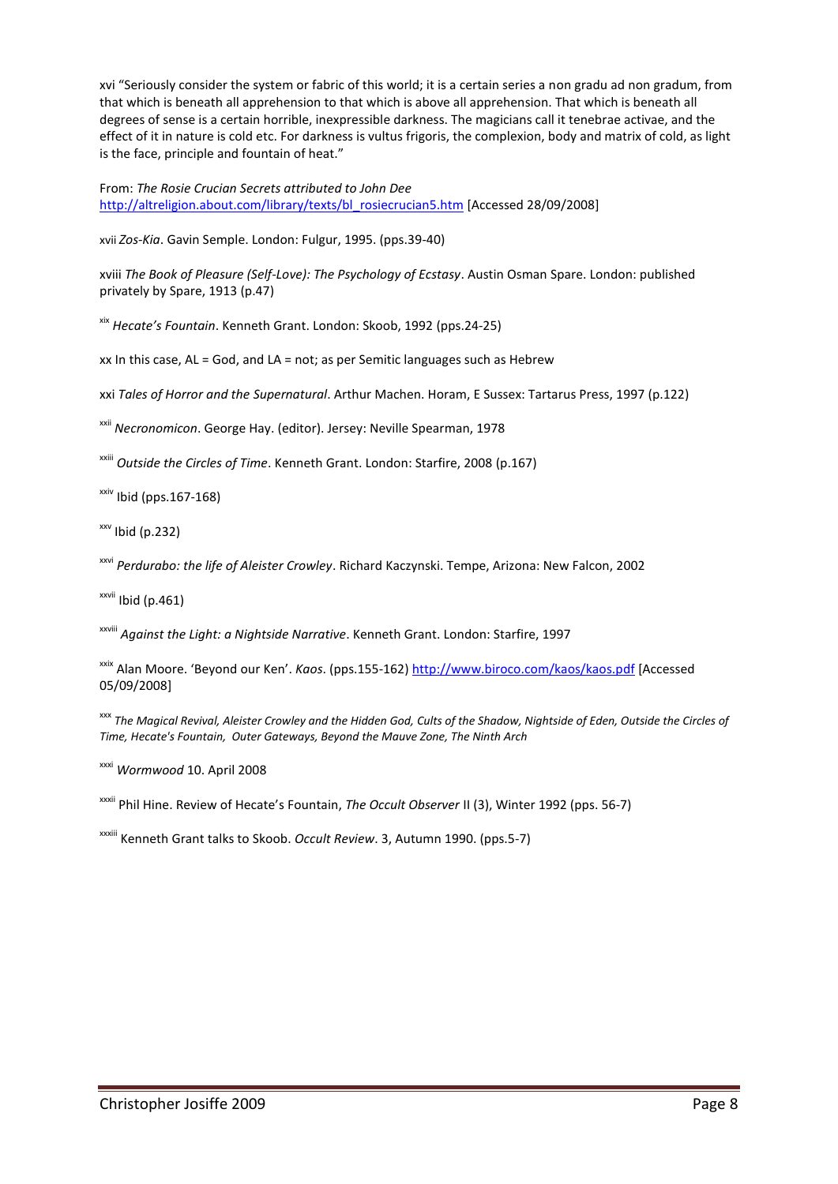xvi "Seriously consider the system or fabric of this world; it is a certain series a non gradu ad non gradum, from that which is beneath all apprehension to that which is above all apprehension. That which is beneath all degrees of sense is a certain horrible, inexpressible darkness. The magicians call it tenebrae activae, and the effect of it in nature is cold etc. For darkness is vultus frigoris, the complexion, body and matrix of cold, as light is the face, principle and fountain of heat."

From: *The Rosie Crucian Secrets attributed to John Dee*
http://altreligion.about.com/library/texts/bl_rosiecrucian5.htm [Accessed 28/09/2008]

xvii *Zos-Kia*. Gavin Semple. London: Fulgur, 1995. (pps.39-40)

xviii *The Book of Pleasure (Self-Love): The Psychology of Ecstasy*. Austin Osman Spare. London: published privately by Spare, 1913 (p.47)

xix *Hecate's Fountain*. Kenneth Grant. London: Skoob, 1992 (pps.24-25)

xx In this case, AL = God, and LA = not; as per Semitic languages such as Hebrew

xxi *Tales of Horror and the Supernatural*. Arthur Machen. Horam, E Sussex: Tartarus Press, 1997 (p.122)

xxii *Necronomicon*. George Hay. (editor). Jersey: Neville Spearman, 1978

xxiii *Outside the Circles of Time*. Kenneth Grant. London: Starfire, 2008 (p.167)

xxiv Ibid (pps.167-168)

xxv Ibid (p.232)

xxvi *Perdurabo: the life of Aleister Crowley*. Richard Kaczynski. Tempe, Arizona: New Falcon, 2002

xxvii Ibid (p.461)

xxviii *Against the Light: a Nightside Narrative*. Kenneth Grant. London: Starfire, 1997

xxix Alan Moore. 'Beyond our Ken'. *Kaos*. (pps.155-162) http://www.biroco.com/kaos/kaos.pdf [Accessed 05/09/2008]

xxx *The Magical Revival, Aleister Crowley and the Hidden God, Cults of the Shadow, Nightside of Eden, Outside the Circles of Time, Hecate's Fountain, Outer Gateways, Beyond the Mauve Zone, The Ninth Arch*

xxxi *Wormwood* 10. April 2008

xxxii Phil Hine. Review of Hecate's Fountain, *The Occult Observer* II (3), Winter 1992 (pps. 56-7)

xxxiii Kenneth Grant talks to Skoob. *Occult Review*. 3, Autumn 1990. (pps.5-7)